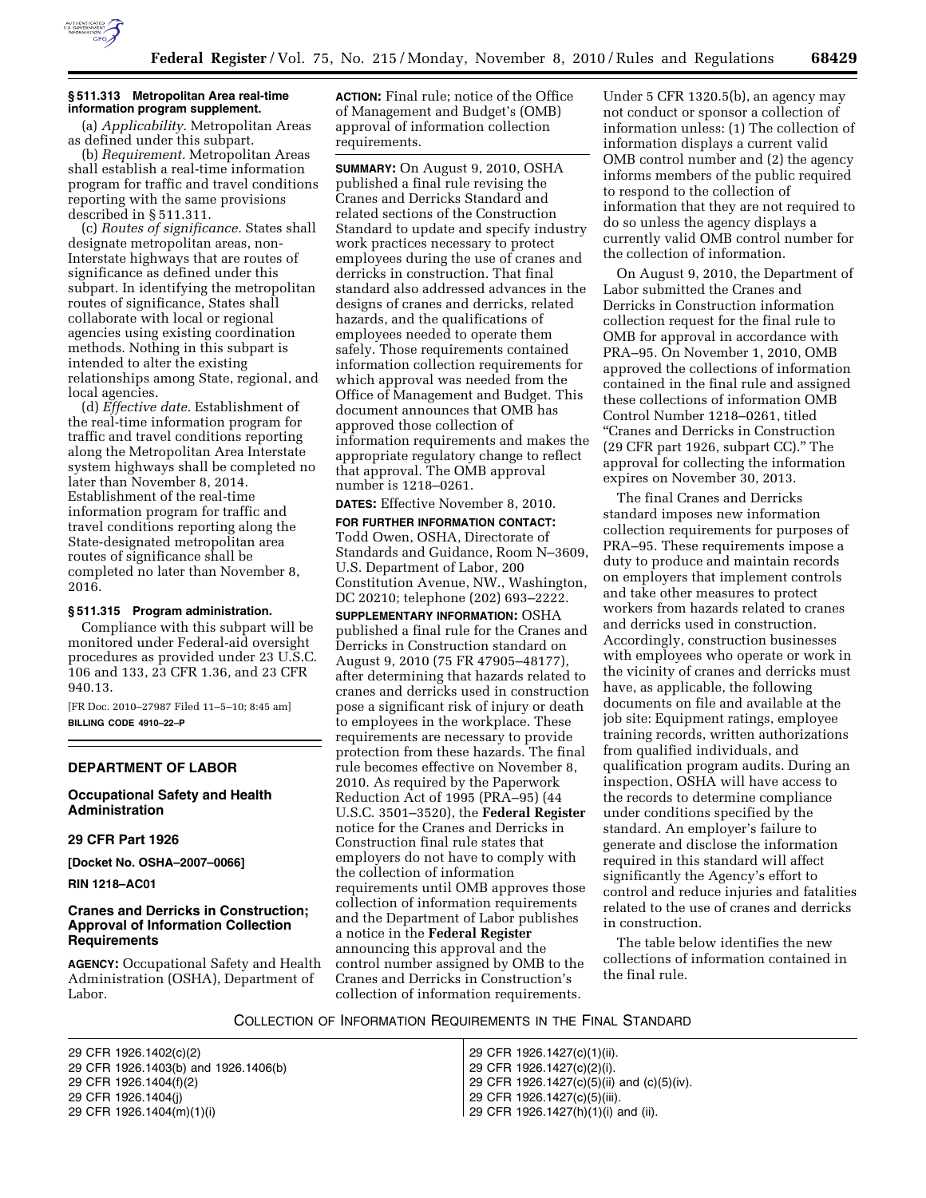### § 511.313 Metropolitan Area real-time information program supplement.

(a) *Applicability.* Metropolitan Areas as defined under this subpart.

(b) *Requirement.* Metropolitan Areas shall establish a real-time information program for traffic and travel conditions reporting with the same provisions described in § 511.311.

(c) *Routes of significance.* States shall designate metropolitan areas, non-Interstate highways that are routes of significance as defined under this subpart. In identifying the metropolitan routes of significance, States shall collaborate with local or regional agencies using existing coordination methods. Nothing in this subpart is intended to alter the existing relationships among State, regional, and local agencies.

(d) *Effective date.* Establishment of the real-time information program for traffic and travel conditions reporting along the Metropolitan Area Interstate system highways shall be completed no later than November 8, 2014. Establishment of the real-time information program for traffic and travel conditions reporting along the State-designated metropolitan area routes of significance shall be completed no later than November 8, 2016.

### § 511.315 Program administration.

Compliance with this subpart will be monitored under Federal-aid oversight procedures as provided under 23 U.S.C. 106 and 133, 23 CFR 1.36, and 23 CFR 940.13.

[FR Doc. 2010–27987 Filed 11–5–10; 8:45 am]

**BILLING CODE 4910–22–P**

---

## DEPARTMENT OF LABOR

## Occupational Safety and Health Administration

## 29 CFR Part 1926

**[Docket No. OSHA–2007–0066]**

**RIN 1218–AC01**

## Cranes and Derricks in Construction; Approval of Information Collection Requirements

**AGENCY:** Occupational Safety and Health Administration (OSHA), Department of Labor.

**ACTION:** Final rule; notice of the Office of Management and Budget's (OMB) approval of information collection requirements.

**SUMMARY:** On August 9, 2010, OSHA published a final rule revising the Cranes and Derricks Standard and related sections of the Construction Standard to update and specify industry work practices necessary to protect employees during the use of cranes and derricks in construction. That final standard also addressed advances in the designs of cranes and derricks, related hazards, and the qualifications of employees needed to operate them safely. Those requirements contained information collection requirements for which approval was needed from the Office of Management and Budget. This document announces that OMB has approved those collection of information requirements and makes the appropriate regulatory change to reflect that approval. The OMB approval number is 1218–0261.

**DATES:** Effective November 8, 2010.

**FOR FURTHER INFORMATION CONTACT:** Todd Owen, OSHA, Directorate of Standards and Guidance, Room N–3609, U.S. Department of Labor, 200 Constitution Avenue, NW., Washington, DC 20210; telephone (202) 693–2222.

**SUPPLEMENTARY INFORMATION:** OSHA published a final rule for the Cranes and Derricks in Construction standard on August 9, 2010 (75 FR 47905–48177), after determining that hazards related to cranes and derricks used in construction pose a significant risk of injury or death to employees in the workplace. These requirements are necessary to provide protection from these hazards. The final rule becomes effective on November 8, 2010. As required by the Paperwork Reduction Act of 1995 (PRA–95) (44 U.S.C. 3501–3520), the **Federal Register** notice for the Cranes and Derricks in Construction final rule states that employers do not have to comply with the collection of information requirements until OMB approves those collection of information requirements and the Department of Labor publishes a notice in the **Federal Register** announcing this approval and the control number assigned by OMB to the Cranes and Derricks in Construction's collection of information requirements. Under 5 CFR 1320.5(b), an agency may not conduct or sponsor a collection of information unless: (1) The collection of information displays a current valid OMB control number and (2) the agency informs members of the public required to respond to the collection of information that they are not required to do so unless the agency displays a currently valid OMB control number for the collection of information.

On August 9, 2010, the Department of Labor submitted the Cranes and Derricks in Construction information collection request for the final rule to OMB for approval in accordance with PRA–95. On November 1, 2010, OMB approved the collections of information contained in the final rule and assigned these collections of information OMB Control Number 1218–0261, titled "Cranes and Derricks in Construction (29 CFR part 1926, subpart CC)." The approval for collecting the information expires on November 30, 2013.

The final Cranes and Derricks standard imposes new information collection requirements for purposes of PRA–95. These requirements impose a duty to produce and maintain records on employers that implement controls and take other measures to protect workers from hazards related to cranes and derricks used in construction. Accordingly, construction businesses with employees who operate or work in the vicinity of cranes and derricks must have, as applicable, the following documents on file and available at the job site: Equipment ratings, employee training records, written authorizations from qualified individuals, and qualification program audits. During an inspection, OSHA will have access to the records to determine compliance under conditions specified by the standard. An employer's failure to generate and disclose the information required in this standard will affect significantly the Agency's effort to control and reduce injuries and fatalities related to the use of cranes and derricks in construction.

The table below identifies the new collections of information contained in the final rule.

COLLECTION OF INFORMATION REQUIREMENTS IN THE FINAL STANDARD

| | |
|---|---|
| 29 CFR 1926.1402(c)(2) | 29 CFR 1926.1427(c)(1)(ii). |
| 29 CFR 1926.1403(b) and 1926.1406(b) | 29 CFR 1926.1427(c)(2)(i). |
| 29 CFR 1926.1404(f)(2) | 29 CFR 1926.1427(c)(5)(ii) and (c)(5)(iv). |
| 29 CFR 1926.1404(j) | 29 CFR 1926.1427(c)(5)(iii). |
| 29 CFR 1926.1404(m)(1)(i) | 29 CFR 1926.1427(h)(1)(i) and (ii). |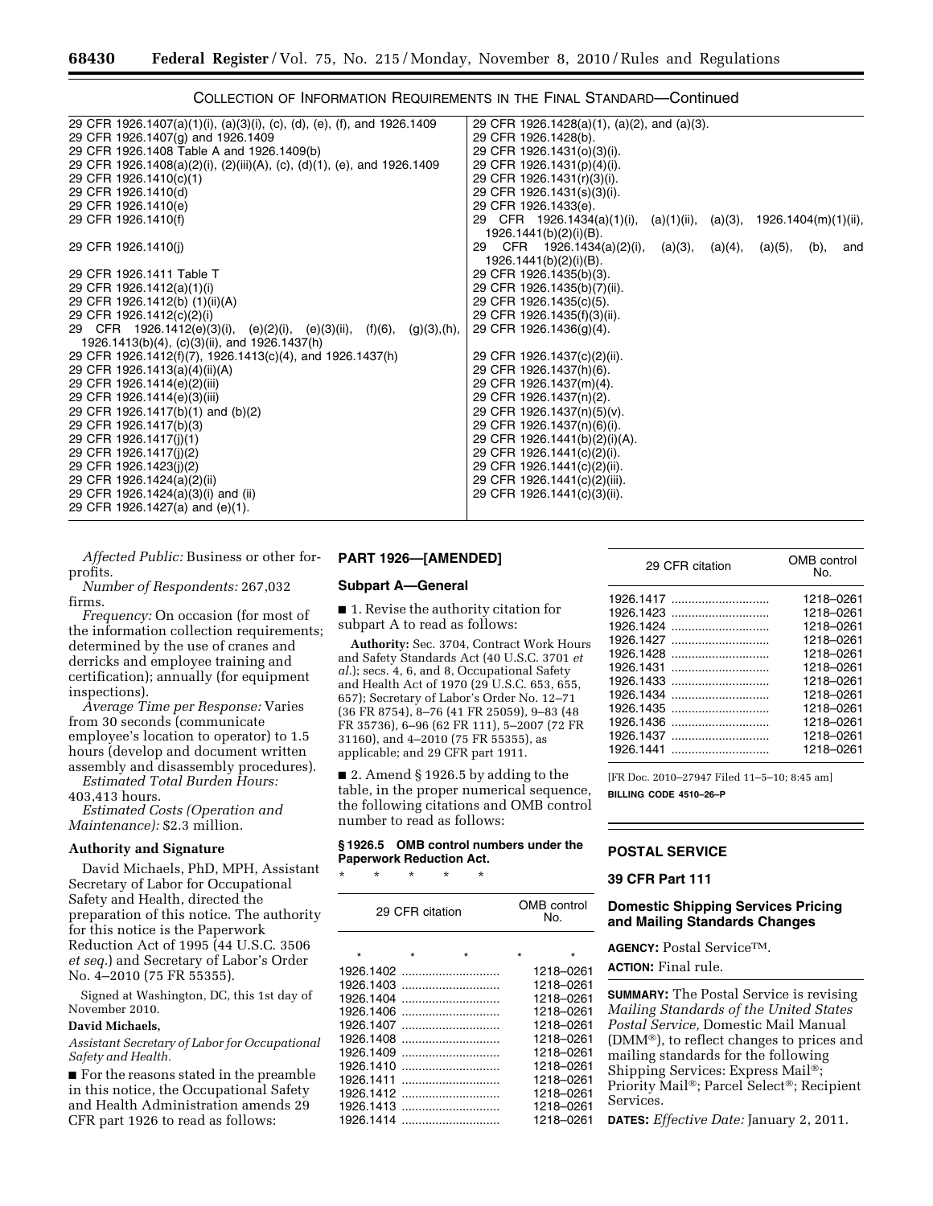COLLECTION OF INFORMATION REQUIREMENTS IN THE FINAL STANDARD—Continued

| | |
|---|---|
| 29 CFR 1926.1407(a)(1)(i), (a)(3)(i), (c), (d), (e), (f), and 1926.1409 | 29 CFR 1926.1428(a)(1), (a)(2), and (a)(3). |
| 29 CFR 1926.1407(g) and 1926.1409 | 29 CFR 1926.1428(b). |
| 29 CFR 1926.1408 Table A and 1926.1409(b) | 29 CFR 1926.1431(o)(3)(i). |
| 29 CFR 1926.1408(a)(2)(i), (2)(iii)(A), (c), (d)(1), (e), and 1926.1409 | 29 CFR 1926.1431(p)(4)(i). |
| 29 CFR 1926.1410(c)(1) | 29 CFR 1926.1431(r)(3)(i). |
| 29 CFR 1926.1410(d) | 29 CFR 1926.1431(s)(3)(i). |
| 29 CFR 1926.1410(e) | 29 CFR 1926.1433(e). |
| 29 CFR 1926.1410(f) | 29 CFR 1926.1434(a)(1)(i), (a)(1)(ii), (a)(3), 1926.1404(m)(1)(ii), 1926.1441(b)(2)(i)(B). |
| 29 CFR 1926.1410(j) | 29 CFR 1926.1434(a)(2)(i), (a)(3), (a)(4), (a)(5), (b), and 1926.1441(b)(2)(i)(B). |
| 29 CFR 1926.1411 Table T | 29 CFR 1926.1435(b)(3). |
| 29 CFR 1926.1412(a)(1)(i) | 29 CFR 1926.1435(b)(7)(ii). |
| 29 CFR 1926.1412(b) (1)(ii)(A) | 29 CFR 1926.1435(c)(5). |
| 29 CFR 1926.1412(c)(2)(i) | 29 CFR 1926.1435(f)(3)(ii). |
| 29 CFR 1926.1412(e)(3)(i), (e)(2)(i), (e)(3)(ii), (f)(6), (g)(3),(h), 1926.1413(b)(4), (c)(3)(ii), and 1926.1437(h) | 29 CFR 1926.1436(g)(4). |
| 29 CFR 1926.1412(f)(7), 1926.1413(c)(4), and 1926.1437(h) | 29 CFR 1926.1437(c)(2)(ii). |
| 29 CFR 1926.1413(a)(4)(ii)(A) | 29 CFR 1926.1437(h)(6). |
| 29 CFR 1926.1414(e)(2)(iii) | 29 CFR 1926.1437(m)(4). |
| 29 CFR 1926.1414(e)(3)(iii) | 29 CFR 1926.1437(n)(2). |
| 29 CFR 1926.1417(b)(1) and (b)(2) | 29 CFR 1926.1437(n)(5)(v). |
| 29 CFR 1926.1417(b)(3) | 29 CFR 1926.1437(n)(6)(i). |
| 29 CFR 1926.1417(j)(1) | 29 CFR 1926.1441(b)(2)(i)(A). |
| 29 CFR 1926.1417(j)(2) | 29 CFR 1926.1441(c)(2)(i). |
| 29 CFR 1926.1423(j)(2) | 29 CFR 1926.1441(c)(2)(ii). |
| 29 CFR 1926.1424(a)(2)(ii) | 29 CFR 1926.1441(c)(2)(iii). |
| 29 CFR 1926.1424(a)(3)(i) and (ii) | 29 CFR 1926.1441(c)(3)(ii). |
| 29 CFR 1926.1427(a) and (e)(1). | |

*Affected Public:* Business or other for-profits.

*Number of Respondents:* 267,032 firms.

*Frequency:* On occasion (for most of the information collection requirements; determined by the use of cranes and derricks and employee training and certification); annually (for equipment inspections).

*Average Time per Response:* Varies from 30 seconds (communicate employee's location to operator) to 1.5 hours (develop and document written assembly and disassembly procedures).

*Estimated Total Burden Hours:* 403,413 hours.

*Estimated Costs (Operation and Maintenance):* $2.3 million.

**Authority and Signature**

David Michaels, PhD, MPH, Assistant Secretary of Labor for Occupational Safety and Health, directed the preparation of this notice. The authority for this notice is the Paperwork Reduction Act of 1995 (44 U.S.C. 3506 *et seq.*) and Secretary of Labor's Order No. 4–2010 (75 FR 55355).

Signed at Washington, DC, this 1st day of November 2010.

**David Michaels,**

*Assistant Secretary of Labor for Occupational Safety and Health.*

■ For the reasons stated in the preamble in this notice, the Occupational Safety and Health Administration amends 29 CFR part 1926 to read as follows:

**PART 1926—[AMENDED]**

**Subpart A—General**

■ 1. Revise the authority citation for subpart A to read as follows:

**Authority:** Sec. 3704, Contract Work Hours and Safety Standards Act (40 U.S.C. 3701 *et al.*); secs. 4, 6, and 8, Occupational Safety and Health Act of 1970 (29 U.S.C. 653, 655, 657); Secretary of Labor's Order No. 12–71 (36 FR 8754), 8–76 (41 FR 25059), 9–83 (48 FR 35736), 6–96 (62 FR 111), 5–2007 (72 FR 31160), and 4–2010 (75 FR 55355), as applicable; and 29 CFR part 1911.

■ 2. Amend § 1926.5 by adding to the table, in the proper numerical sequence, the following citations and OMB control number to read as follows:

**§ 1926.5 OMB control numbers under the Paperwork Reduction Act.**

\* \* \* \* \*

| 29 CFR citation | OMB control No. |
|---|---|
| \* \* \* | \* \* |
| 1926.1402 | 1218–0261 |
| 1926.1403 | 1218–0261 |
| 1926.1404 | 1218–0261 |
| 1926.1406 | 1218–0261 |
| 1926.1407 | 1218–0261 |
| 1926.1408 | 1218–0261 |
| 1926.1409 | 1218–0261 |
| 1926.1410 | 1218–0261 |
| 1926.1411 | 1218–0261 |
| 1926.1412 | 1218–0261 |
| 1926.1413 | 1218–0261 |
| 1926.1414 | 1218–0261 |
| 1926.1417 | 1218–0261 |
| 1926.1423 | 1218–0261 |
| 1926.1424 | 1218–0261 |
| 1926.1427 | 1218–0261 |
| 1926.1428 | 1218–0261 |
| 1926.1431 | 1218–0261 |
| 1926.1433 | 1218–0261 |
| 1926.1434 | 1218–0261 |
| 1926.1435 | 1218–0261 |
| 1926.1436 | 1218–0261 |
| 1926.1437 | 1218–0261 |
| 1926.1441 | 1218–0261 |

[FR Doc. 2010–27947 Filed 11–5–10; 8:45 am]

**BILLING CODE 4510–26–P**

## POSTAL SERVICE

### 39 CFR Part 111

### Domestic Shipping Services Pricing and Mailing Standards Changes

**AGENCY:** Postal Service™.

**ACTION:** Final rule.

**SUMMARY:** The Postal Service is revising *Mailing Standards of the United States Postal Service,* Domestic Mail Manual (DMM®), to reflect changes to prices and mailing standards for the following Shipping Services: Express Mail®; Priority Mail®; Parcel Select®; Recipient Services.

**DATES:** *Effective Date:* January 2, 2011.